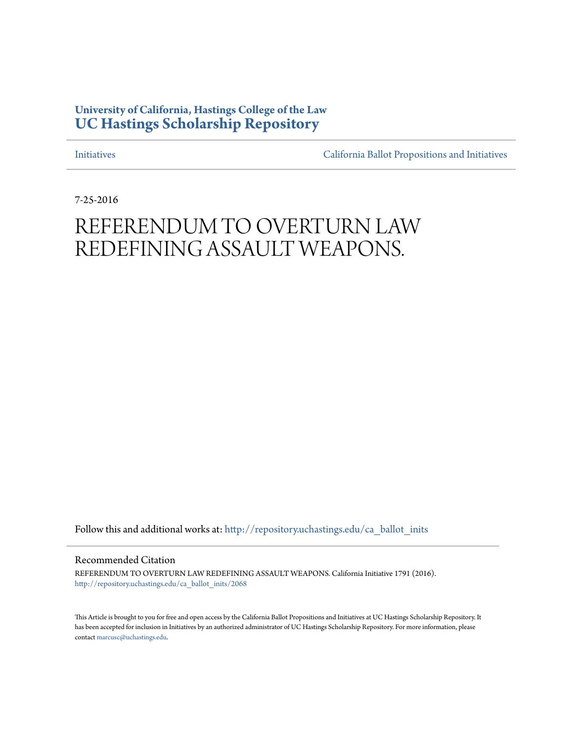University of California, Hastings College of the Law
**UC Hastings Scholarship Repository**

Initiatives | California Ballot Propositions and Initiatives

7-25-2016

# REFERENDUM TO OVERTURN LAW REDEFINING ASSAULT WEAPONS.

Follow this and additional works at: http://repository.uchastings.edu/ca_ballot_inits

## Recommended Citation

REFERENDUM TO OVERTURN LAW REDEFINING ASSAULT WEAPONS. California Initiative 1791 (2016).
http://repository.uchastings.edu/ca_ballot_inits/2068

This Article is brought to you for free and open access by the California Ballot Propositions and Initiatives at UC Hastings Scholarship Repository. It has been accepted for inclusion in Initiatives by an authorized administrator of UC Hastings Scholarship Repository. For more information, please contact marcusc@uchastings.edu.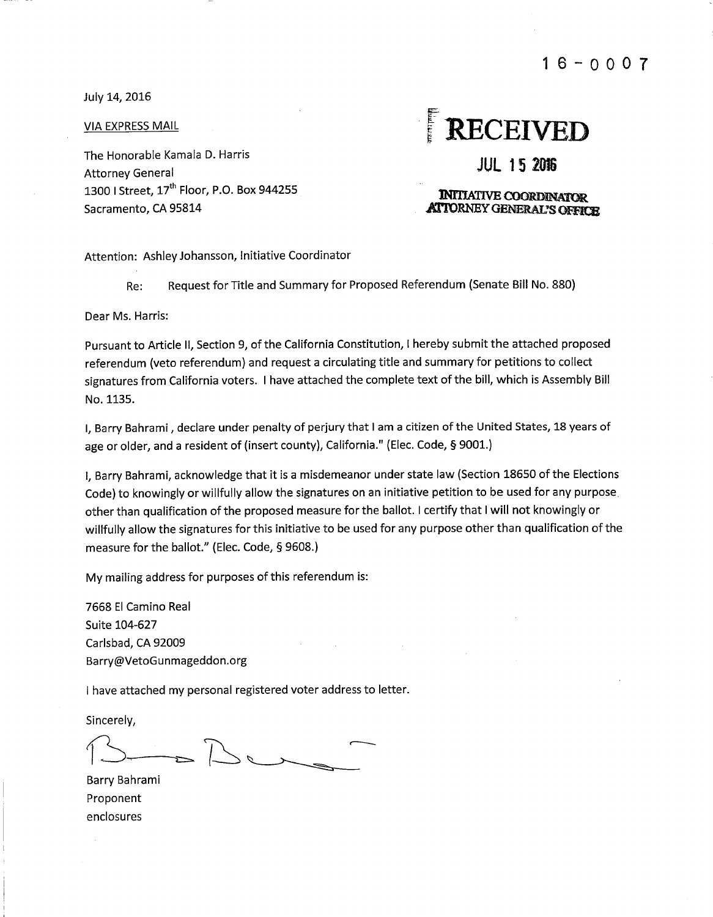16-0007

July 14, 2016

VIA EXPRESS MAIL

The Honorable Kamala D. Harris
Attorney General
1300 I Street, 17th Floor, P.O. Box 944255
Sacramento, CA 95814

**RECEIVED**

**JUL 15 2016**

**INITIATIVE COORDINATOR
ATTORNEY GENERAL'S OFFICE**

Attention: Ashley Johansson, Initiative Coordinator

Re: Request for Title and Summary for Proposed Referendum (Senate Bill No. 880)

Dear Ms. Harris:

Pursuant to Article II, Section 9, of the California Constitution, I hereby submit the attached proposed referendum (veto referendum) and request a circulating title and summary for petitions to collect signatures from California voters. I have attached the complete text of the bill, which is Assembly Bill No. 1135.

I, Barry Bahrami , declare under penalty of perjury that I am a citizen of the United States, 18 years of age or older, and a resident of (insert county), California." (Elec. Code, § 9001.)

I, Barry Bahrami, acknowledge that it is a misdemeanor under state law (Section 18650 of the Elections Code) to knowingly or willfully allow the signatures on an initiative petition to be used for any purpose other than qualification of the proposed measure for the ballot. I certify that I will not knowingly or willfully allow the signatures for this initiative to be used for any purpose other than qualification of the measure for the ballot." (Elec. Code, § 9608.)

My mailing address for purposes of this referendum is:

7668 El Camino Real
Suite 104-627
Carlsbad, CA 92009
Barry@VetoGunmageddon.org

I have attached my personal registered voter address to letter.

Sincerely,

Barry Bahrami
Proponent
enclosures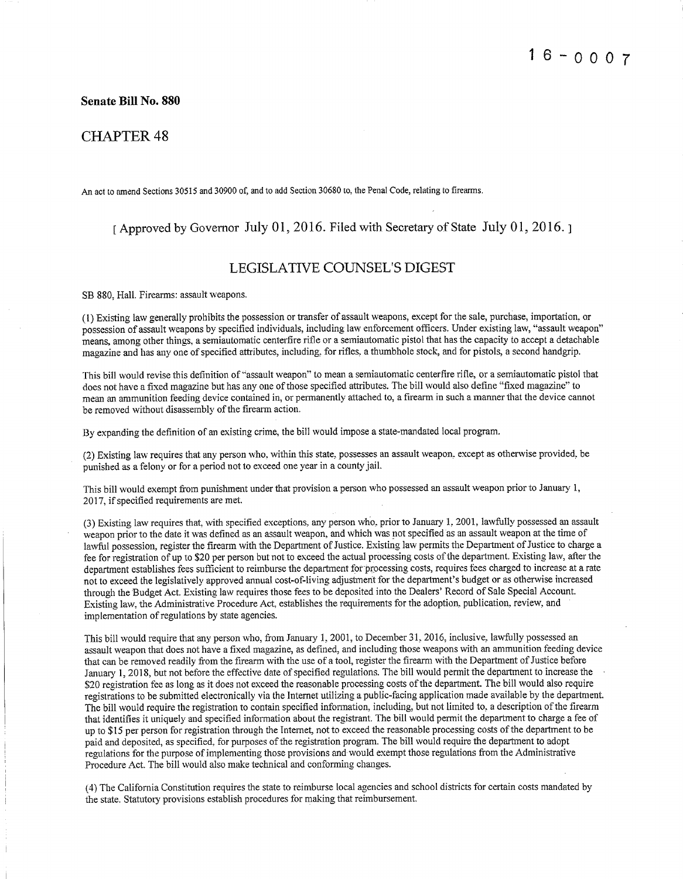16-0007

**Senate Bill No. 880**

## CHAPTER 48

An act to amend Sections 30515 and 30900 of, and to add Section 30680 to, the Penal Code, relating to firearms.

[ Approved by Governor July 01, 2016. Filed with Secretary of State July 01, 2016. ]

## LEGISLATIVE COUNSEL'S DIGEST

SB 880, Hall. Firearms: assault weapons.

(1) Existing law generally prohibits the possession or transfer of assault weapons, except for the sale, purchase, importation, or possession of assault weapons by specified individuals, including law enforcement officers. Under existing law, "assault weapon" means, among other things, a semiautomatic centerfire rifle or a semiautomatic pistol that has the capacity to accept a detachable magazine and has any one of specified attributes, including, for rifles, a thumbhole stock, and for pistols, a second handgrip.

This bill would revise this definition of "assault weapon" to mean a semiautomatic centerfire rifle, or a semiautomatic pistol that does not have a fixed magazine but has any one of those specified attributes. The bill would also define "fixed magazine" to mean an ammunition feeding device contained in, or permanently attached to, a firearm in such a manner that the device cannot be removed without disassembly of the firearm action.

By expanding the definition of an existing crime, the bill would impose a state-mandated local program.

(2) Existing law requires that any person who, within this state, possesses an assault weapon, except as otherwise provided, be punished as a felony or for a period not to exceed one year in a county jail.

This bill would exempt from punishment under that provision a person who possessed an assault weapon prior to January 1, 2017, if specified requirements are met.

(3) Existing law requires that, with specified exceptions, any person who, prior to January 1, 2001, lawfully possessed an assault weapon prior to the date it was defined as an assault weapon, and which was not specified as an assault weapon at the time of lawful possession, register the firearm with the Department of Justice. Existing law permits the Department of Justice to charge a fee for registration of up to $20 per person but not to exceed the actual processing costs of the department. Existing law, after the department establishes fees sufficient to reimburse the department for processing costs, requires fees charged to increase at a rate not to exceed the legislatively approved annual cost-of-living adjustment for the department's budget or as otherwise increased through the Budget Act. Existing law requires those fees to be deposited into the Dealers' Record of Sale Special Account. Existing law, the Administrative Procedure Act, establishes the requirements for the adoption, publication, review, and implementation of regulations by state agencies.

This bill would require that any person who, from January 1, 2001, to December 31, 2016, inclusive, lawfully possessed an assault weapon that does not have a fixed magazine, as defined, and including those weapons with an ammunition feeding device that can be removed readily from the firearm with the use of a tool, register the firearm with the Department of Justice before January 1, 2018, but not before the effective date of specified regulations. The bill would permit the department to increase the $20 registration fee as long as it does not exceed the reasonable processing costs of the department. The bill would also require registrations to be submitted electronically via the Internet utilizing a public-facing application made available by the department. The bill would require the registration to contain specified information, including, but not limited to, a description of the firearm that identifies it uniquely and specified information about the registrant. The bill would permit the department to charge a fee of up to $15 per person for registration through the Internet, not to exceed the reasonable processing costs of the department to be paid and deposited, as specified, for purposes of the registration program. The bill would require the department to adopt regulations for the purpose of implementing those provisions and would exempt those regulations from the Administrative Procedure Act. The bill would also make technical and conforming changes.

(4) The California Constitution requires the state to reimburse local agencies and school districts for certain costs mandated by the state. Statutory provisions establish procedures for making that reimbursement.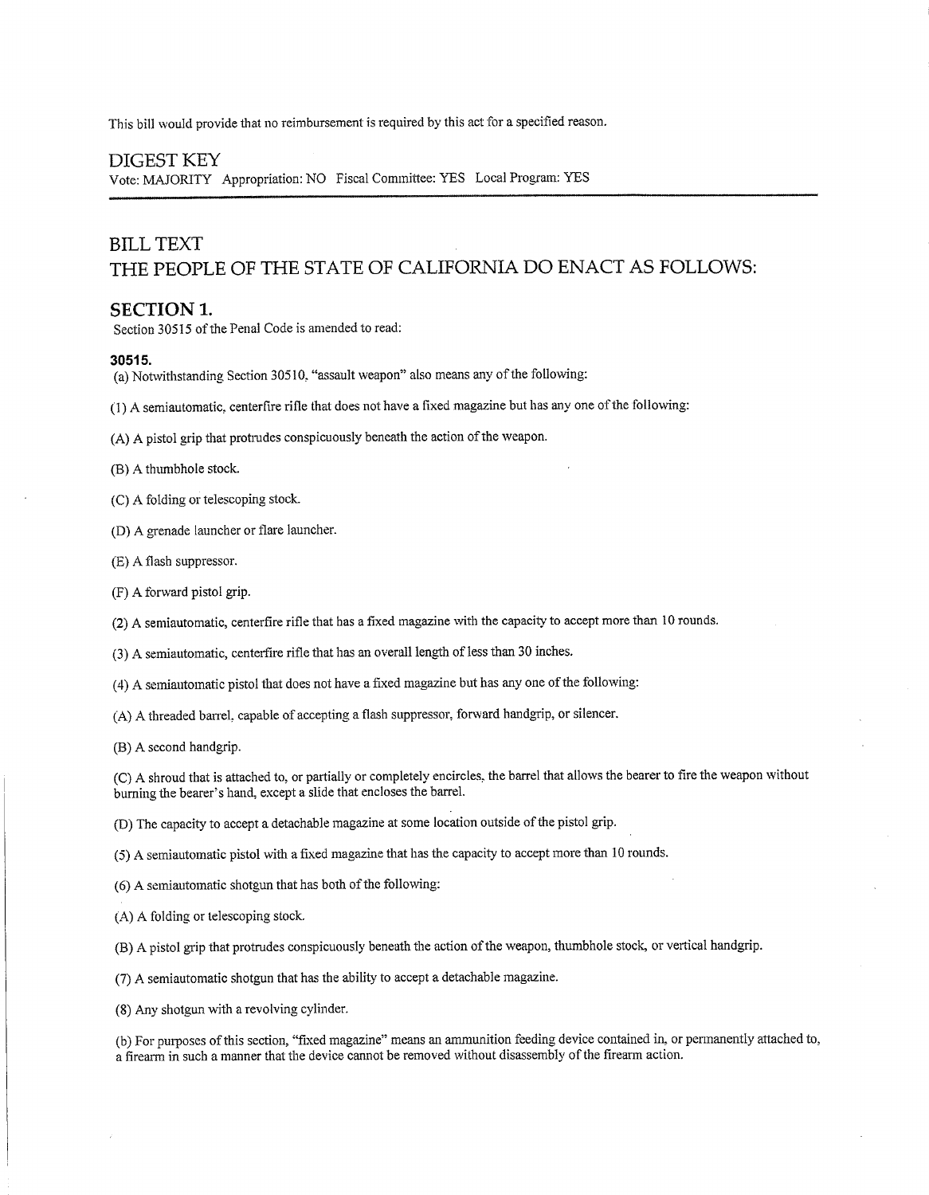This bill would provide that no reimbursement is required by this act for a specified reason.

## DIGEST KEY

Vote: MAJORITY Appropriation: NO Fiscal Committee: YES Local Program: YES

---

# BILL TEXT

# THE PEOPLE OF THE STATE OF CALIFORNIA DO ENACT AS FOLLOWS:

## SECTION 1.

Section 30515 of the Penal Code is amended to read:

**30515.**

(a) Notwithstanding Section 30510, "assault weapon" also means any of the following:

(1) A semiautomatic, centerfire rifle that does not have a fixed magazine but has any one of the following:

(A) A pistol grip that protrudes conspicuously beneath the action of the weapon.

(B) A thumbhole stock.

(C) A folding or telescoping stock.

(D) A grenade launcher or flare launcher.

(E) A flash suppressor.

(F) A forward pistol grip.

(2) A semiautomatic, centerfire rifle that has a fixed magazine with the capacity to accept more than 10 rounds.

(3) A semiautomatic, centerfire rifle that has an overall length of less than 30 inches.

(4) A semiautomatic pistol that does not have a fixed magazine but has any one of the following:

(A) A threaded barrel, capable of accepting a flash suppressor, forward handgrip, or silencer.

(B) A second handgrip.

(C) A shroud that is attached to, or partially or completely encircles, the barrel that allows the bearer to fire the weapon without burning the bearer's hand, except a slide that encloses the barrel.

(D) The capacity to accept a detachable magazine at some location outside of the pistol grip.

(5) A semiautomatic pistol with a fixed magazine that has the capacity to accept more than 10 rounds.

(6) A semiautomatic shotgun that has both of the following:

(A) A folding or telescoping stock.

(B) A pistol grip that protrudes conspicuously beneath the action of the weapon, thumbhole stock, or vertical handgrip.

(7) A semiautomatic shotgun that has the ability to accept a detachable magazine.

(8) Any shotgun with a revolving cylinder.

(b) For purposes of this section, "fixed magazine" means an ammunition feeding device contained in, or permanently attached to, a firearm in such a manner that the device cannot be removed without disassembly of the firearm action.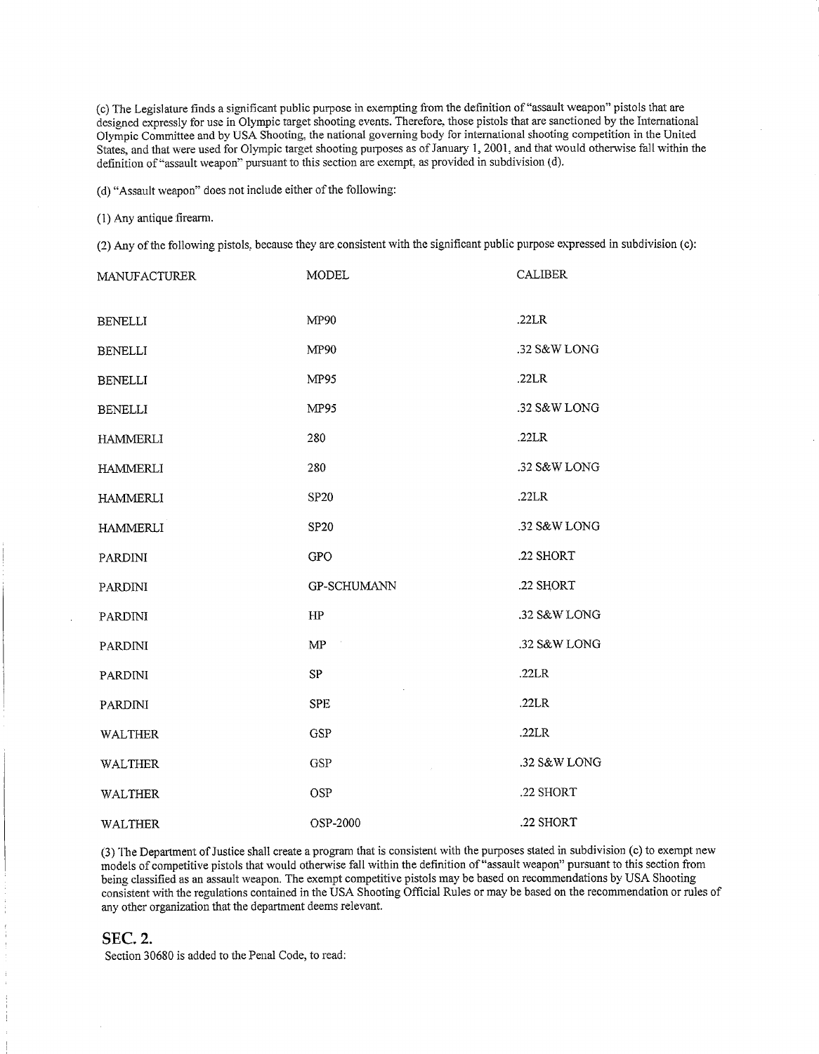(c) The Legislature finds a significant public purpose in exempting from the definition of "assault weapon" pistols that are designed expressly for use in Olympic target shooting events. Therefore, those pistols that are sanctioned by the International Olympic Committee and by USA Shooting, the national governing body for international shooting competition in the United States, and that were used for Olympic target shooting purposes as of January 1, 2001, and that would otherwise fall within the definition of "assault weapon" pursuant to this section are exempt, as provided in subdivision (d).

(d) "Assault weapon" does not include either of the following:

(1) Any antique firearm.

(2) Any of the following pistols, because they are consistent with the significant public purpose expressed in subdivision (c):

| MANUFACTURER | MODEL | CALIBER |
|---|---|---|
| BENELLI | MP90 | .22LR |
| BENELLI | MP90 | .32 S&W LONG |
| BENELLI | MP95 | .22LR |
| BENELLI | MP95 | .32 S&W LONG |
| HAMMERLI | 280 | .22LR |
| HAMMERLI | 280 | .32 S&W LONG |
| HAMMERLI | SP20 | .22LR |
| HAMMERLI | SP20 | .32 S&W LONG |
| PARDINI | GPO | .22 SHORT |
| PARDINI | GP-SCHUMANN | .22 SHORT |
| PARDINI | HP | .32 S&W LONG |
| PARDINI | MP | .32 S&W LONG |
| PARDINI | SP | .22LR |
| PARDINI | SPE | .22LR |
| WALTHER | GSP | .22LR |
| WALTHER | GSP | .32 S&W LONG |
| WALTHER | OSP | .22 SHORT |
| WALTHER | OSP-2000 | .22 SHORT |

(3) The Department of Justice shall create a program that is consistent with the purposes stated in subdivision (c) to exempt new models of competitive pistols that would otherwise fall within the definition of "assault weapon" pursuant to this section from being classified as an assault weapon. The exempt competitive pistols may be based on recommendations by USA Shooting consistent with the regulations contained in the USA Shooting Official Rules or may be based on the recommendation or rules of any other organization that the department deems relevant.

## SEC. 2.

Section 30680 is added to the Penal Code, to read: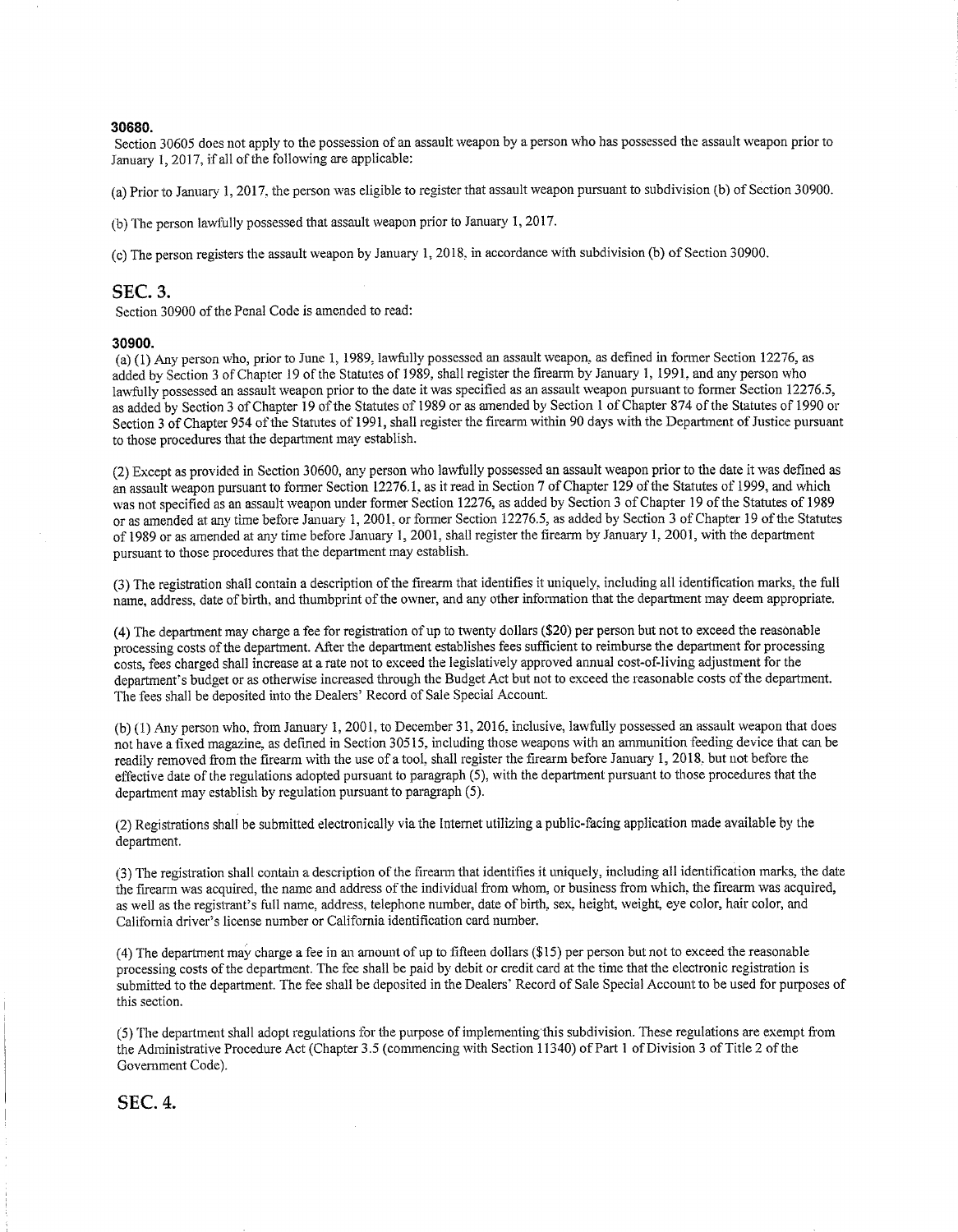#### 30680.

Section 30605 does not apply to the possession of an assault weapon by a person who has possessed the assault weapon prior to January 1, 2017, if all of the following are applicable:

(a) Prior to January 1, 2017, the person was eligible to register that assault weapon pursuant to subdivision (b) of Section 30900.

(b) The person lawfully possessed that assault weapon prior to January 1, 2017.

(c) The person registers the assault weapon by January 1, 2018, in accordance with subdivision (b) of Section 30900.

## SEC. 3.

Section 30900 of the Penal Code is amended to read:

#### 30900.

(a) (1) Any person who, prior to June 1, 1989, lawfully possessed an assault weapon, as defined in former Section 12276, as added by Section 3 of Chapter 19 of the Statutes of 1989, shall register the firearm by January 1, 1991, and any person who lawfully possessed an assault weapon prior to the date it was specified as an assault weapon pursuant to former Section 12276.5, as added by Section 3 of Chapter 19 of the Statutes of 1989 or as amended by Section 1 of Chapter 874 of the Statutes of 1990 or Section 3 of Chapter 954 of the Statutes of 1991, shall register the firearm within 90 days with the Department of Justice pursuant to those procedures that the department may establish.

(2) Except as provided in Section 30600, any person who lawfully possessed an assault weapon prior to the date it was defined as an assault weapon pursuant to former Section 12276.1, as it read in Section 7 of Chapter 129 of the Statutes of 1999, and which was not specified as an assault weapon under former Section 12276, as added by Section 3 of Chapter 19 of the Statutes of 1989 or as amended at any time before January 1, 2001, or former Section 12276.5, as added by Section 3 of Chapter 19 of the Statutes of 1989 or as amended at any time before January 1, 2001, shall register the firearm by January 1, 2001, with the department pursuant to those procedures that the department may establish.

(3) The registration shall contain a description of the firearm that identifies it uniquely, including all identification marks, the full name, address, date of birth, and thumbprint of the owner, and any other information that the department may deem appropriate.

(4) The department may charge a fee for registration of up to twenty dollars ($20) per person but not to exceed the reasonable processing costs of the department. After the department establishes fees sufficient to reimburse the department for processing costs, fees charged shall increase at a rate not to exceed the legislatively approved annual cost-of-living adjustment for the department's budget or as otherwise increased through the Budget Act but not to exceed the reasonable costs of the department. The fees shall be deposited into the Dealers' Record of Sale Special Account.

(b) (1) Any person who, from January 1, 2001, to December 31, 2016, inclusive, lawfully possessed an assault weapon that does not have a fixed magazine, as defined in Section 30515, including those weapons with an ammunition feeding device that can be readily removed from the firearm with the use of a tool, shall register the firearm before January 1, 2018, but not before the effective date of the regulations adopted pursuant to paragraph (5), with the department pursuant to those procedures that the department may establish by regulation pursuant to paragraph (5).

(2) Registrations shall be submitted electronically via the Internet utilizing a public-facing application made available by the department.

(3) The registration shall contain a description of the firearm that identifies it uniquely, including all identification marks, the date the firearm was acquired, the name and address of the individual from whom, or business from which, the firearm was acquired, as well as the registrant's full name, address, telephone number, date of birth, sex, height, weight, eye color, hair color, and California driver's license number or California identification card number.

(4) The department may charge a fee in an amount of up to fifteen dollars ($15) per person but not to exceed the reasonable processing costs of the department. The fee shall be paid by debit or credit card at the time that the electronic registration is submitted to the department. The fee shall be deposited in the Dealers' Record of Sale Special Account to be used for purposes of this section.

(5) The department shall adopt regulations for the purpose of implementing this subdivision. These regulations are exempt from the Administrative Procedure Act (Chapter 3.5 (commencing with Section 11340) of Part 1 of Division 3 of Title 2 of the Government Code).

## SEC. 4.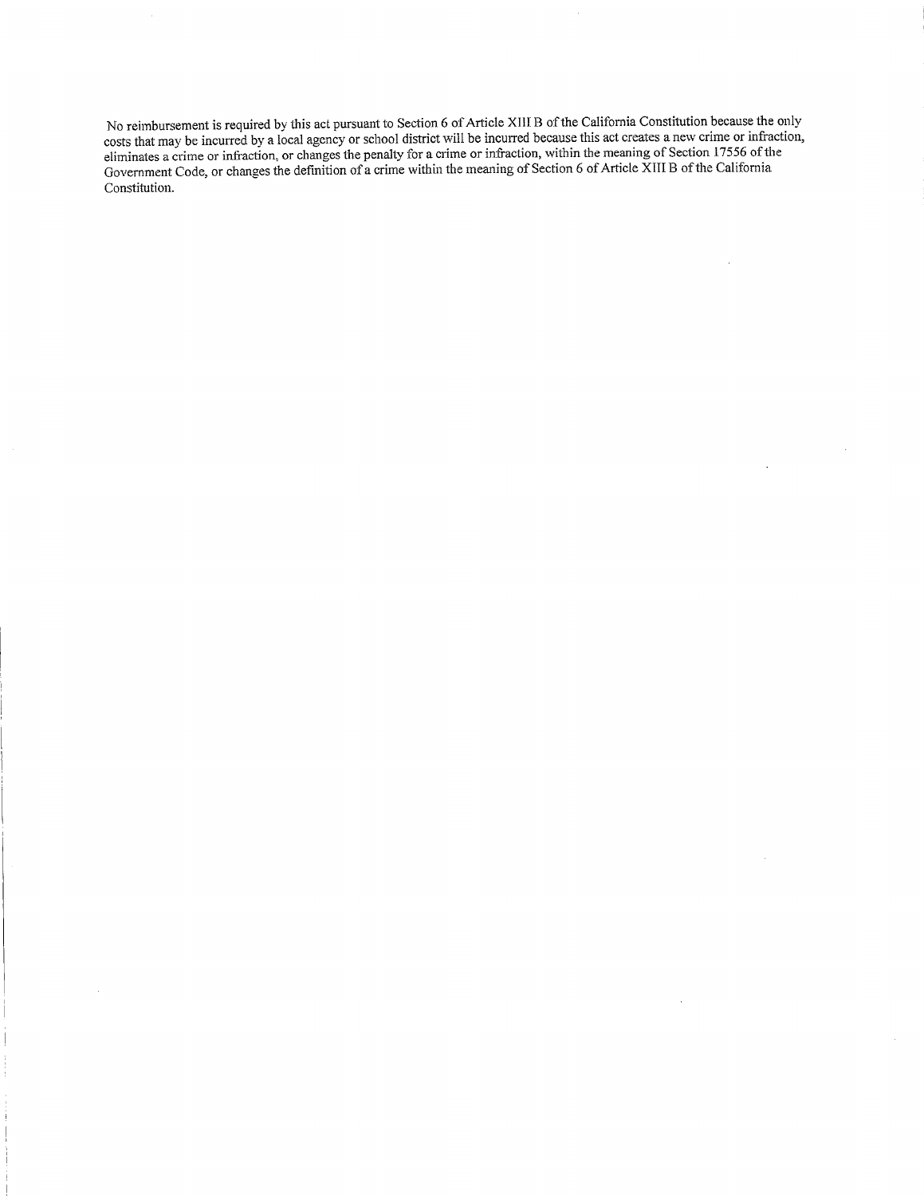No reimbursement is required by this act pursuant to Section 6 of Article XIII B of the California Constitution because the only costs that may be incurred by a local agency or school district will be incurred because this act creates a new crime or infraction, eliminates a crime or infraction, or changes the penalty for a crime or infraction, within the meaning of Section 17556 of the Government Code, or changes the definition of a crime within the meaning of Section 6 of Article XIII B of the California Constitution.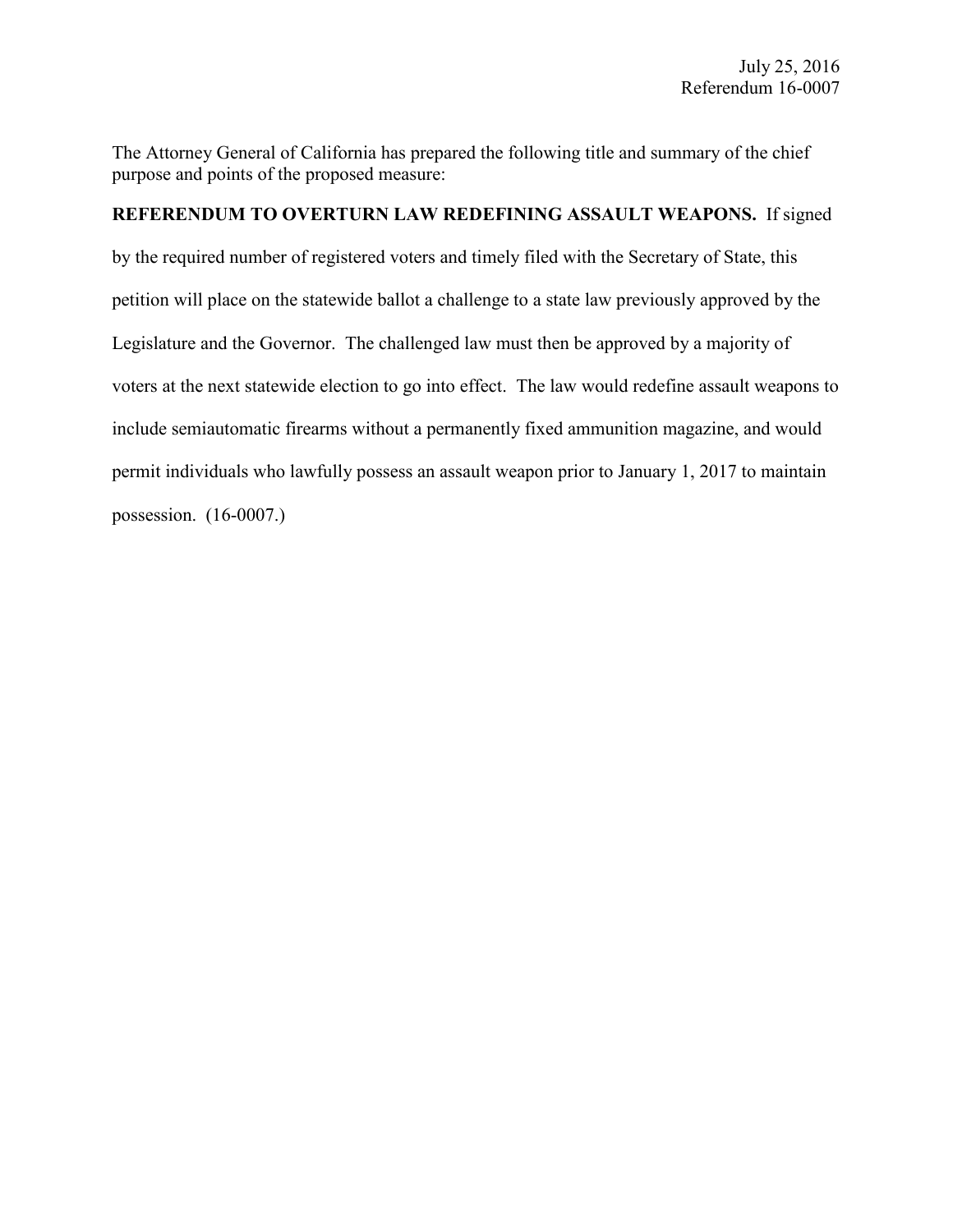July 25, 2016
Referendum 16-0007

The Attorney General of California has prepared the following title and summary of the chief purpose and points of the proposed measure:

**REFERENDUM TO OVERTURN LAW REDEFINING ASSAULT WEAPONS.** If signed by the required number of registered voters and timely filed with the Secretary of State, this petition will place on the statewide ballot a challenge to a state law previously approved by the Legislature and the Governor. The challenged law must then be approved by a majority of voters at the next statewide election to go into effect. The law would redefine assault weapons to include semiautomatic firearms without a permanently fixed ammunition magazine, and would permit individuals who lawfully possess an assault weapon prior to January 1, 2017 to maintain possession. (16-0007.)